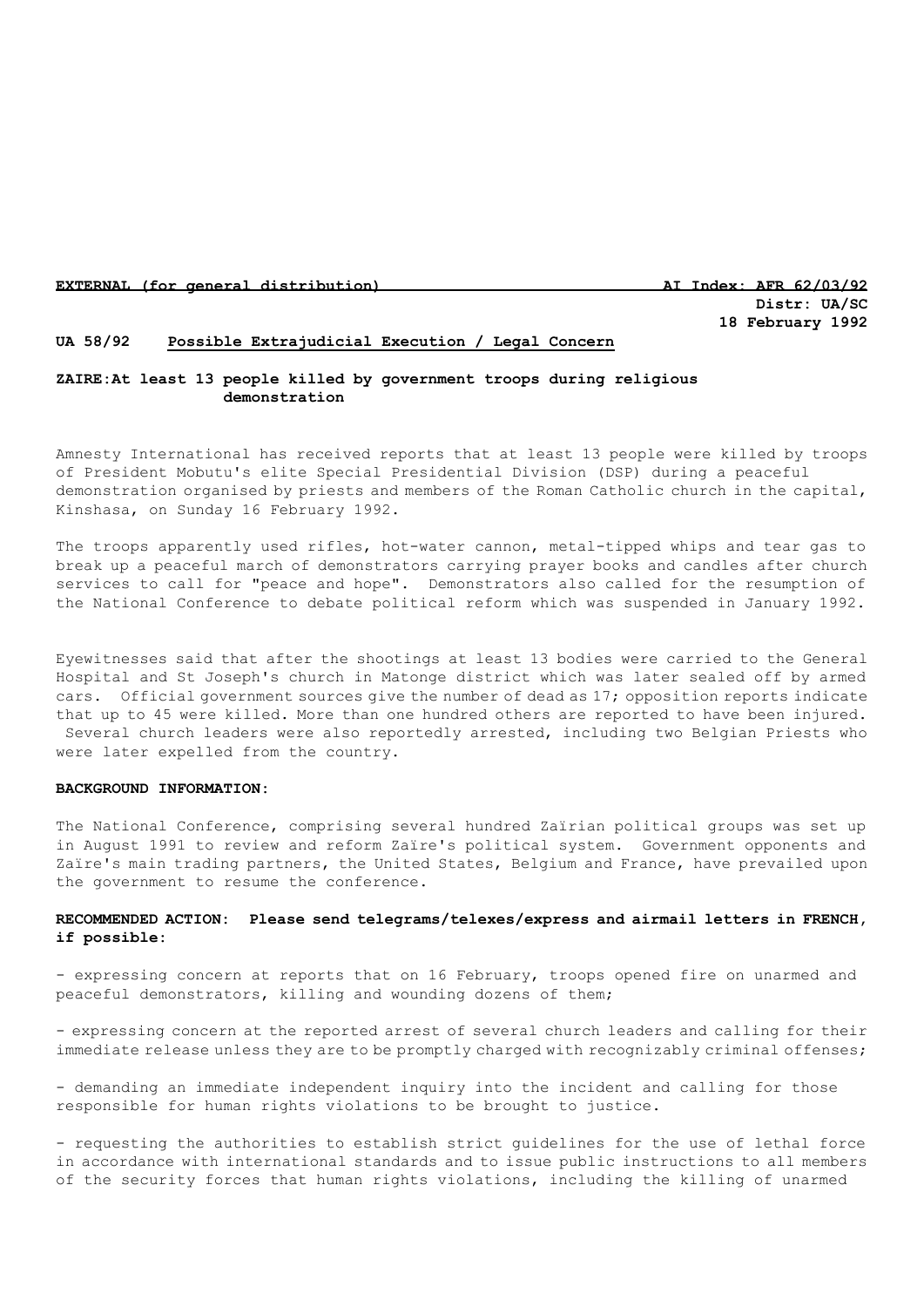**EXTERNAL (for general distribution)** **AI Index: AFR 62/03/92**

**Distr: UA/SC**

**18 February 1992**

**UA 58/92** **Possible Extrajudicial Execution / Legal Concern**

**ZAIRE:At least 13 people killed by government troops during religious demonstration**

Amnesty International has received reports that at least 13 people were killed by troops of President Mobutu's elite Special Presidential Division (DSP) during a peaceful demonstration organised by priests and members of the Roman Catholic church in the capital, Kinshasa, on Sunday 16 February 1992.

The troops apparently used rifles, hot-water cannon, metal-tipped whips and tear gas to break up a peaceful march of demonstrators carrying prayer books and candles after church services to call for "peace and hope". Demonstrators also called for the resumption of the National Conference to debate political reform which was suspended in January 1992.

Eyewitnesses said that after the shootings at least 13 bodies were carried to the General Hospital and St Joseph's church in Matonge district which was later sealed off by armed cars. Official government sources give the number of dead as 17; opposition reports indicate that up to 45 were killed. More than one hundred others are reported to have been injured. Several church leaders were also reportedly arrested, including two Belgian Priests who were later expelled from the country.

**BACKGROUND INFORMATION:**

The National Conference, comprising several hundred Zaïrian political groups was set up in August 1991 to review and reform Zaïre's political system. Government opponents and Zaïre's main trading partners, the United States, Belgium and France, have prevailed upon the government to resume the conference.

**RECOMMENDED ACTION: Please send telegrams/telexes/express and airmail letters in FRENCH, if possible:**

- expressing concern at reports that on 16 February, troops opened fire on unarmed and peaceful demonstrators, killing and wounding dozens of them;

- expressing concern at the reported arrest of several church leaders and calling for their immediate release unless they are to be promptly charged with recognizably criminal offenses;

- demanding an immediate independent inquiry into the incident and calling for those responsible for human rights violations to be brought to justice.

- requesting the authorities to establish strict guidelines for the use of lethal force in accordance with international standards and to issue public instructions to all members of the security forces that human rights violations, including the killing of unarmed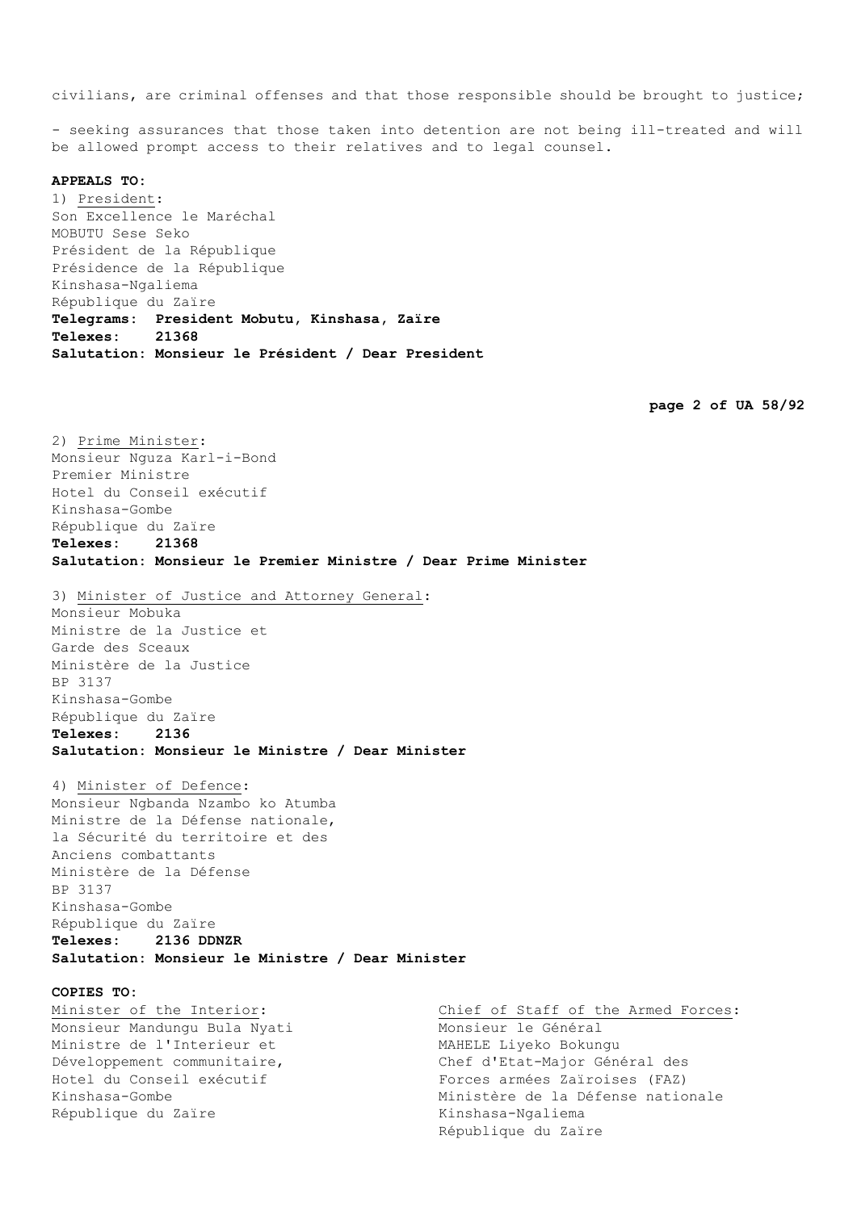civilians, are criminal offenses and that those responsible should be brought to justice;

- seeking assurances that those taken into detention are not being ill-treated and will be allowed prompt access to their relatives and to legal counsel.

**APPEALS TO:**

1) President:
Son Excellence le Maréchal
MOBUTU Sese Seko
Président de la République
Présidence de la République
Kinshasa-Ngaliema
République du Zaïre
**Telegrams: President Mobutu, Kinshasa, Zaïre**
**Telexes: 21368**
**Salutation: Monsieur le Président / Dear President**

2) Prime Minister:
Monsieur Nguza Karl-i-Bond
Premier Ministre
Hotel du Conseil exécutif
Kinshasa-Gombe
République du Zaïre
**Telexes: 21368**
**Salutation: Monsieur le Premier Ministre / Dear Prime Minister**

3) Minister of Justice and Attorney General:
Monsieur Mobuka
Ministre de la Justice et
Garde des Sceaux
Ministère de la Justice
BP 3137
Kinshasa-Gombe
République du Zaïre
**Telexes: 2136**
**Salutation: Monsieur le Ministre / Dear Minister**

4) Minister of Defence:
Monsieur Ngbanda Nzambo ko Atumba
Ministre de la Défense nationale,
la Sécurité du territoire et des
Anciens combattants
Ministère de la Défense
BP 3137
Kinshasa-Gombe
République du Zaïre
**Telexes: 2136 DDNZR**
**Salutation: Monsieur le Ministre / Dear Minister**

**COPIES TO:**

Minister of the Interior:
Monsieur Mandungu Bula Nyati
Ministre de l'Interieur et
Développement communitaire,
Hotel du Conseil exécutif
Kinshasa-Gombe
République du Zaïre

Chief of Staff of the Armed Forces:
Monsieur le Général
MAHELE Liyeko Bokungu
Chef d'Etat-Major Général des
Forces armées Zaïroises (FAZ)
Ministère de la Défense nationale
Kinshasa-Ngaliema
République du Zaïre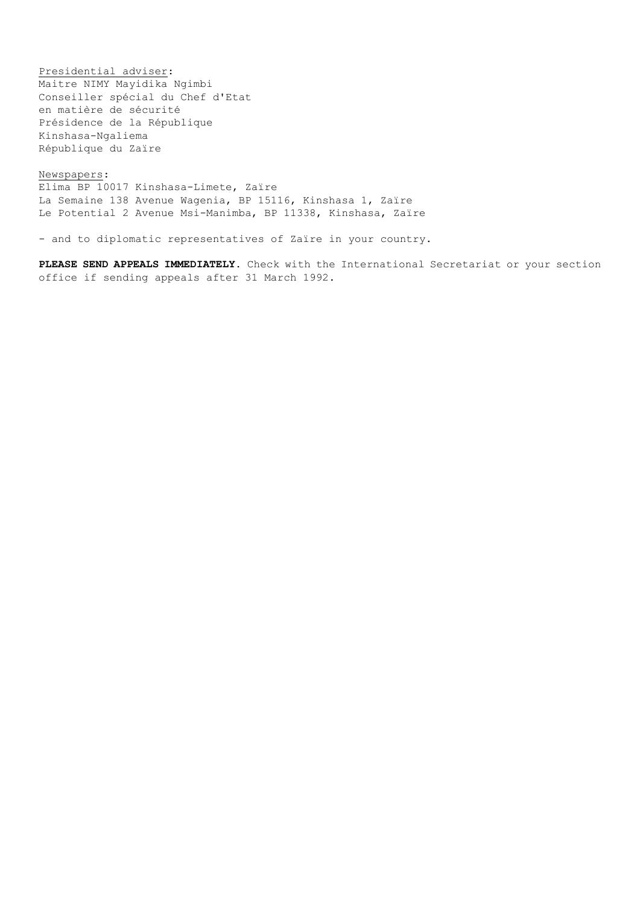Presidential adviser:
Maitre NIMY Mayidika Ngimbi
Conseiller spécial du Chef d'Etat
en matière de sécurité
Présidence de la République
Kinshasa-Ngaliema
République du Zaïre

Newspapers:
Elima BP 10017 Kinshasa-Limete, Zaïre
La Semaine 138 Avenue Wagenia, BP 15116, Kinshasa 1, Zaïre
Le Potential 2 Avenue Msi-Manimba, BP 11338, Kinshasa, Zaïre

- and to diplomatic representatives of Zaïre in your country.

**PLEASE SEND APPEALS IMMEDIATELY.** Check with the International Secretariat or your section office if sending appeals after 31 March 1992.